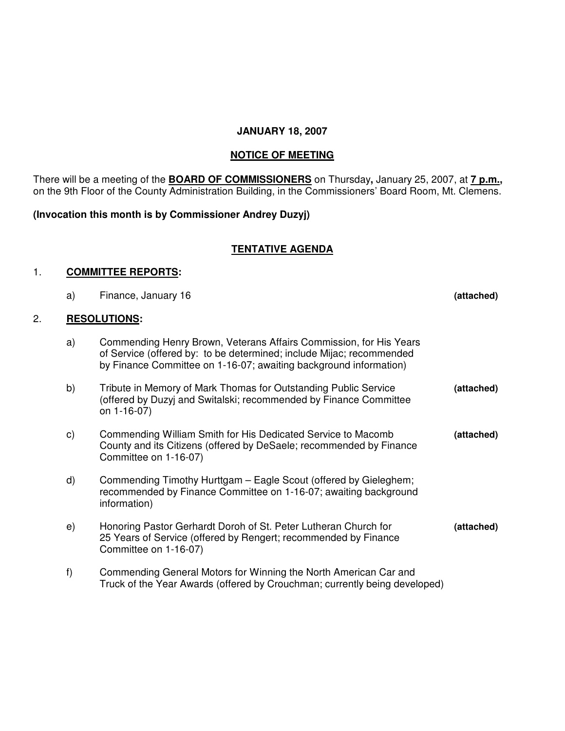**JANUARY 18, 2007**

**NOTICE OF MEETING**

There will be a meeting of the **BOARD OF COMMISSIONERS** on Thursday**,** January 25, 2007, at **7 p.m.,** on the 9th Floor of the County Administration Building, in the Commissioners' Board Room, Mt. Clemens.

**(Invocation this month is by Commissioner Andrey Duzyj)**

**TENTATIVE AGENDA**

1. **COMMITTEE REPORTS:**

   a) Finance, January 16 **(attached)**

2. **RESOLUTIONS:**

   a) Commending Henry Brown, Veterans Affairs Commission, for His Years of Service (offered by: to be determined; include Mijac; recommended by Finance Committee on 1-16-07; awaiting background information)

   b) Tribute in Memory of Mark Thomas for Outstanding Public Service (offered by Duzyj and Switalski; recommended by Finance Committee on 1-16-07) **(attached)**

   c) Commending William Smith for His Dedicated Service to Macomb County and its Citizens (offered by DeSaele; recommended by Finance Committee on 1-16-07) **(attached)**

   d) Commending Timothy Hurttgam – Eagle Scout (offered by Gieleghem; recommended by Finance Committee on 1-16-07; awaiting background information)

   e) Honoring Pastor Gerhardt Doroh of St. Peter Lutheran Church for 25 Years of Service (offered by Rengert; recommended by Finance Committee on 1-16-07) **(attached)**

   f) Commending General Motors for Winning the North American Car and Truck of the Year Awards (offered by Crouchman; currently being developed)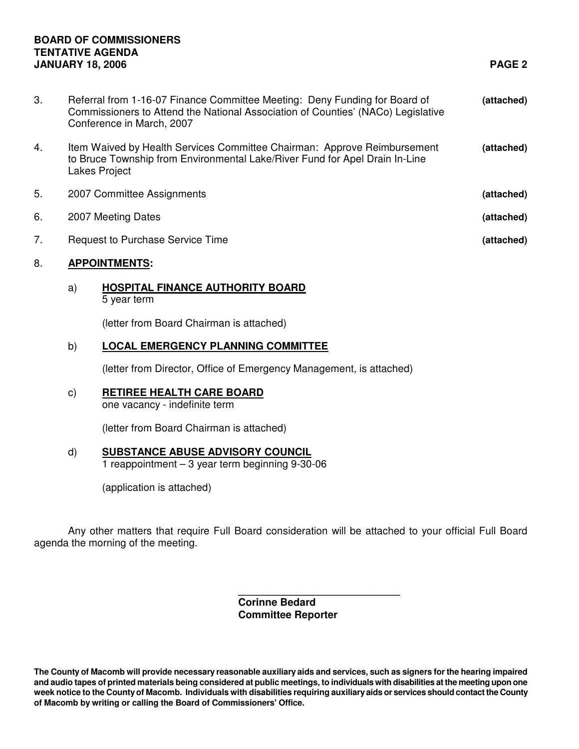3. Referral from 1-16-07 Finance Committee Meeting: Deny Funding for Board of Commissioners to Attend the National Association of Counties' (NACo) Legislative Conference in March, 2007 **(attached)**

4. Item Waived by Health Services Committee Chairman: Approve Reimbursement to Bruce Township from Environmental Lake/River Fund for Apel Drain In-Line Lakes Project **(attached)**

5. 2007 Committee Assignments **(attached)**

6. 2007 Meeting Dates **(attached)**

7. Request to Purchase Service Time **(attached)**

8. **APPOINTMENTS:**

   a) **HOSPITAL FINANCE AUTHORITY BOARD**
   5 year term

   (letter from Board Chairman is attached)

   b) **LOCAL EMERGENCY PLANNING COMMITTEE**

   (letter from Director, Office of Emergency Management, is attached)

   c) **RETIREE HEALTH CARE BOARD**
   one vacancy - indefinite term

   (letter from Board Chairman is attached)

   d) **SUBSTANCE ABUSE ADVISORY COUNCIL**
   1 reappointment – 3 year term beginning 9-30-06

   (application is attached)

Any other matters that require Full Board consideration will be attached to your official Full Board agenda the morning of the meeting.

_____________________________
**Corinne Bedard**
**Committee Reporter**

**The County of Macomb will provide necessary reasonable auxiliary aids and services, such as signers for the hearing impaired and audio tapes of printed materials being considered at public meetings, to individuals with disabilities at the meeting upon one week notice to the County of Macomb. Individuals with disabilities requiring auxiliary aids or services should contact the County of Macomb by writing or calling the Board of Commissioners' Office.**